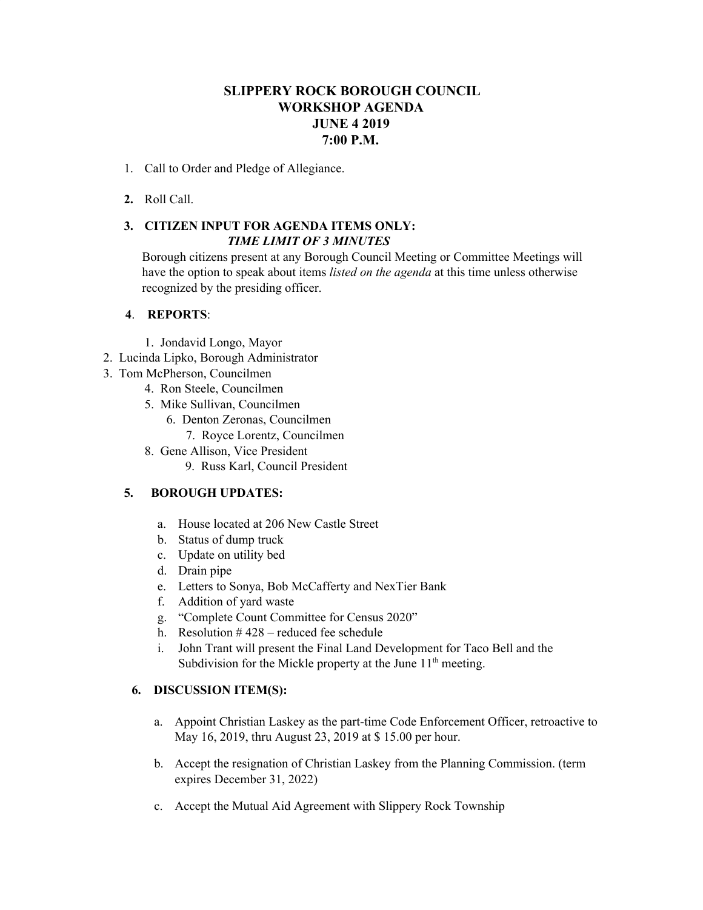# SLIPPERY ROCK BOROUGH COUNCIL
# WORKSHOP AGENDA
# JUNE 4 2019
# 7:00 P.M.

1. Call to Order and Pledge of Allegiance.

2. Roll Call.

3. **CITIZEN INPUT FOR AGENDA ITEMS ONLY:**
   ***TIME LIMIT OF 3 MINUTES***

   Borough citizens present at any Borough Council Meeting or Committee Meetings will have the option to speak about items *listed on the agenda* at this time unless otherwise recognized by the presiding officer.

4. **REPORTS**:

   1. Jondavid Longo, Mayor
   2. Lucinda Lipko, Borough Administrator
   3. Tom McPherson, Councilmen
   4. Ron Steele, Councilmen
   5. Mike Sullivan, Councilmen
   6. Denton Zeronas, Councilmen
   7. Royce Lorentz, Councilmen
   8. Gene Allison, Vice President
   9. Russ Karl, Council President

5. **BOROUGH UPDATES:**

   a. House located at 206 New Castle Street
   b. Status of dump truck
   c. Update on utility bed
   d. Drain pipe
   e. Letters to Sonya, Bob McCafferty and NexTier Bank
   f. Addition of yard waste
   g. "Complete Count Committee for Census 2020"
   h. Resolution # 428 – reduced fee schedule
   i. John Trant will present the Final Land Development for Taco Bell and the Subdivision for the Mickle property at the June 11th meeting.

6. **DISCUSSION ITEM(S):**

   a. Appoint Christian Laskey as the part-time Code Enforcement Officer, retroactive to May 16, 2019, thru August 23, 2019 at $ 15.00 per hour.

   b. Accept the resignation of Christian Laskey from the Planning Commission. (term expires December 31, 2022)

   c. Accept the Mutual Aid Agreement with Slippery Rock Township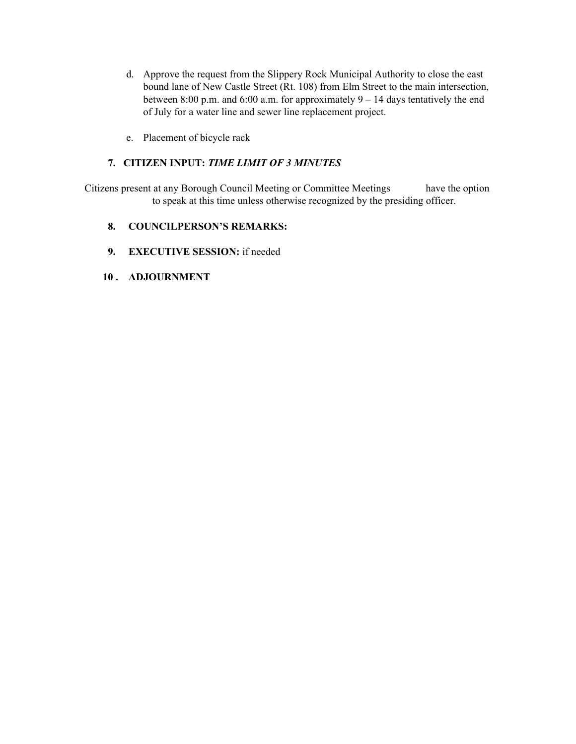d. Approve the request from the Slippery Rock Municipal Authority to close the east bound lane of New Castle Street (Rt. 108) from Elm Street to the main intersection, between 8:00 p.m. and 6:00 a.m. for approximately 9 – 14 days tentatively the end of July for a water line and sewer line replacement project.

e. Placement of bicycle rack

7. **CITIZEN INPUT:** ***TIME LIMIT OF 3 MINUTES***

Citizens present at any Borough Council Meeting or Committee Meetings have the option to speak at this time unless otherwise recognized by the presiding officer.

8. **COUNCILPERSON'S REMARKS:**

9. **EXECUTIVE SESSION:** if needed

10. **ADJOURNMENT**